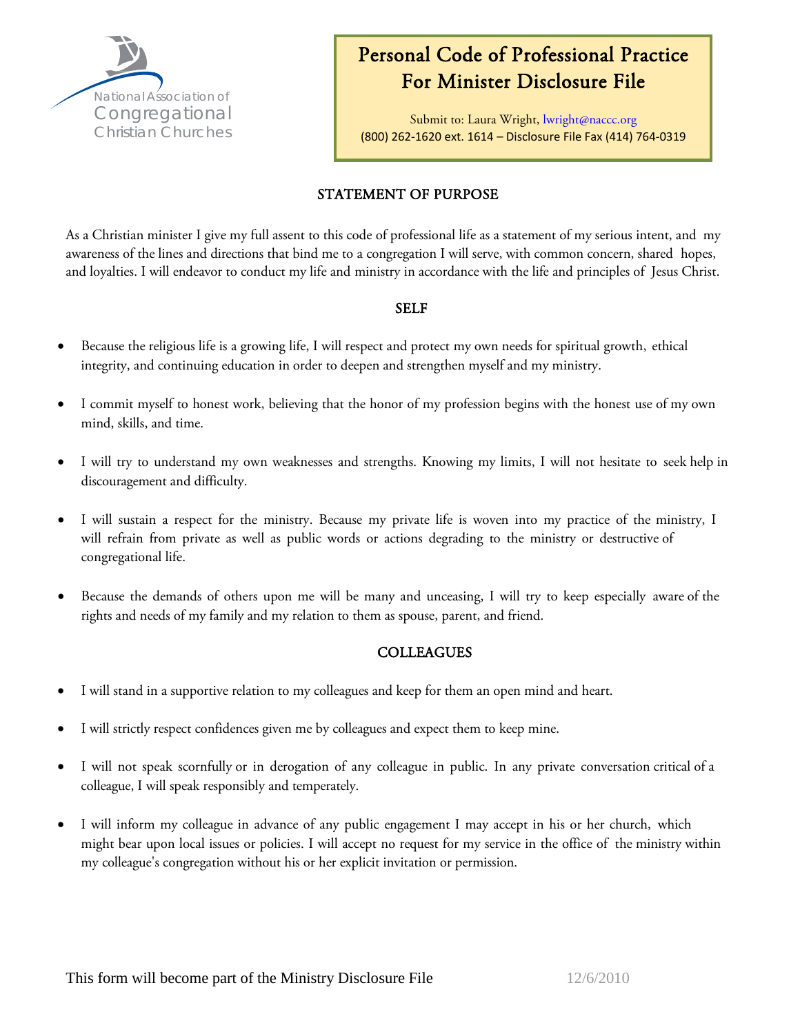National Association of Congregational Christian Churches

# Personal Code of Professional Practice For Minister Disclosure File

Submit to: Laura Wright, lwright@naccc.org
(800) 262-1620 ext. 1614 – Disclosure File Fax (414) 764-0319

## STATEMENT OF PURPOSE

As a Christian minister I give my full assent to this code of professional life as a statement of my serious intent, and my awareness of the lines and directions that bind me to a congregation I will serve, with common concern, shared hopes, and loyalties. I will endeavor to conduct my life and ministry in accordance with the life and principles of Jesus Christ.

## SELF

- Because the religious life is a growing life, I will respect and protect my own needs for spiritual growth, ethical integrity, and continuing education in order to deepen and strengthen myself and my ministry.
- I commit myself to honest work, believing that the honor of my profession begins with the honest use of my own mind, skills, and time.
- I will try to understand my own weaknesses and strengths. Knowing my limits, I will not hesitate to seek help in discouragement and difficulty.
- I will sustain a respect for the ministry. Because my private life is woven into my practice of the ministry, I will refrain from private as well as public words or actions degrading to the ministry or destructive of congregational life.
- Because the demands of others upon me will be many and unceasing, I will try to keep especially aware of the rights and needs of my family and my relation to them as spouse, parent, and friend.

## COLLEAGUES

- I will stand in a supportive relation to my colleagues and keep for them an open mind and heart.
- I will strictly respect confidences given me by colleagues and expect them to keep mine.
- I will not speak scornfully or in derogation of any colleague in public. In any private conversation critical of a colleague, I will speak responsibly and temperately.
- I will inform my colleague in advance of any public engagement I may accept in his or her church, which might bear upon local issues or policies. I will accept no request for my service in the office of the ministry within my colleague's congregation without his or her explicit invitation or permission.

This form will become part of the Ministry Disclosure File 12/6/2010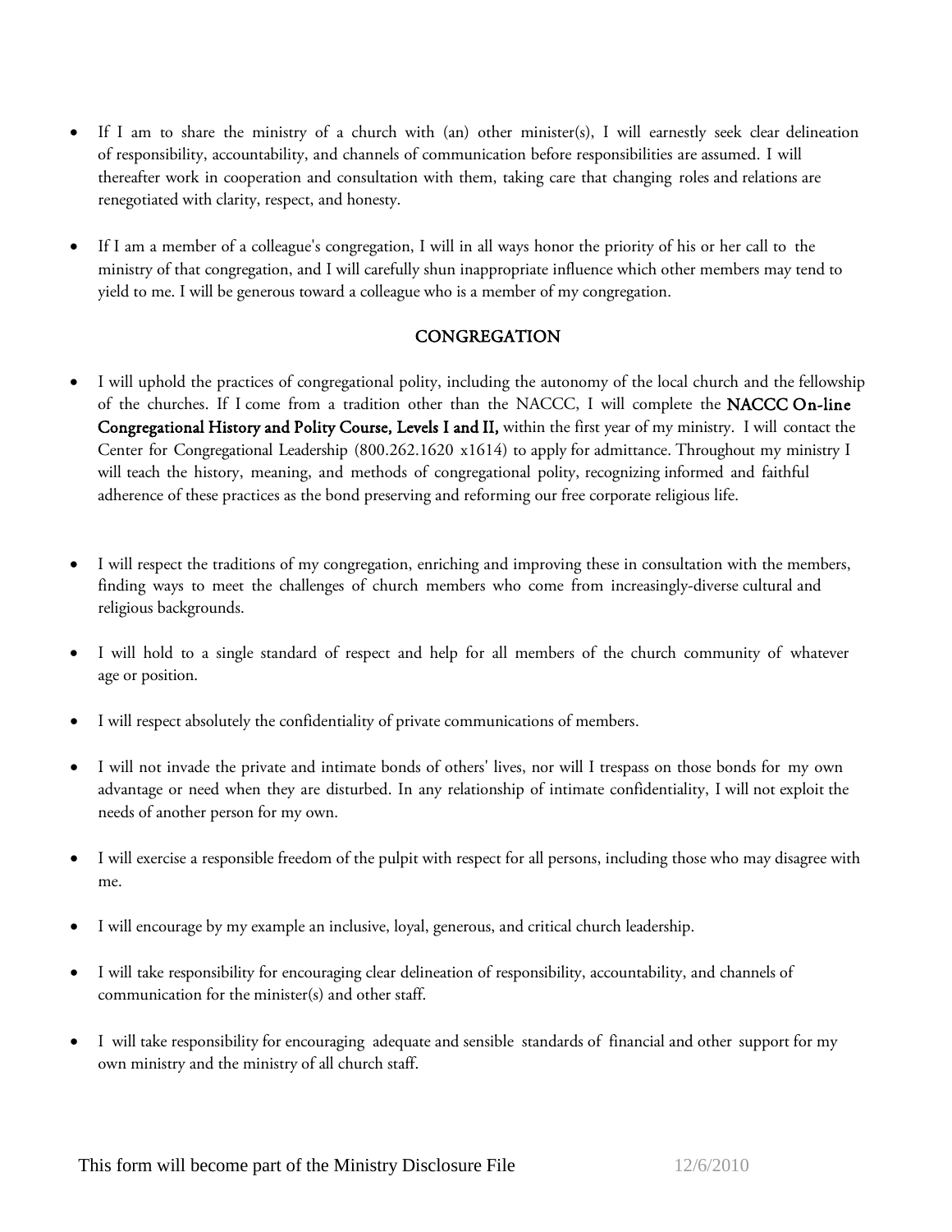- If I am to share the ministry of a church with (an) other minister(s), I will earnestly seek clear delineation of responsibility, accountability, and channels of communication before responsibilities are assumed. I will thereafter work in cooperation and consultation with them, taking care that changing roles and relations are renegotiated with clarity, respect, and honesty.

- If I am a member of a colleague's congregation, I will in all ways honor the priority of his or her call to the ministry of that congregation, and I will carefully shun inappropriate influence which other members may tend to yield to me. I will be generous toward a colleague who is a member of my congregation.

## CONGREGATION

- I will uphold the practices of congregational polity, including the autonomy of the local church and the fellowship of the churches. If I come from a tradition other than the NACCC, I will complete the **NACCC On-line Congregational History and Polity Course, Levels I and II,** within the first year of my ministry. I will contact the Center for Congregational Leadership (800.262.1620 x1614) to apply for admittance. Throughout my ministry I will teach the history, meaning, and methods of congregational polity, recognizing informed and faithful adherence of these practices as the bond preserving and reforming our free corporate religious life.

- I will respect the traditions of my congregation, enriching and improving these in consultation with the members, finding ways to meet the challenges of church members who come from increasingly-diverse cultural and religious backgrounds.

- I will hold to a single standard of respect and help for all members of the church community of whatever age or position.

- I will respect absolutely the confidentiality of private communications of members.

- I will not invade the private and intimate bonds of others' lives, nor will I trespass on those bonds for my own advantage or need when they are disturbed. In any relationship of intimate confidentiality, I will not exploit the needs of another person for my own.

- I will exercise a responsible freedom of the pulpit with respect for all persons, including those who may disagree with me.

- I will encourage by my example an inclusive, loyal, generous, and critical church leadership.

- I will take responsibility for encouraging clear delineation of responsibility, accountability, and channels of communication for the minister(s) and other staff.

- I will take responsibility for encouraging adequate and sensible standards of financial and other support for my own ministry and the ministry of all church staff.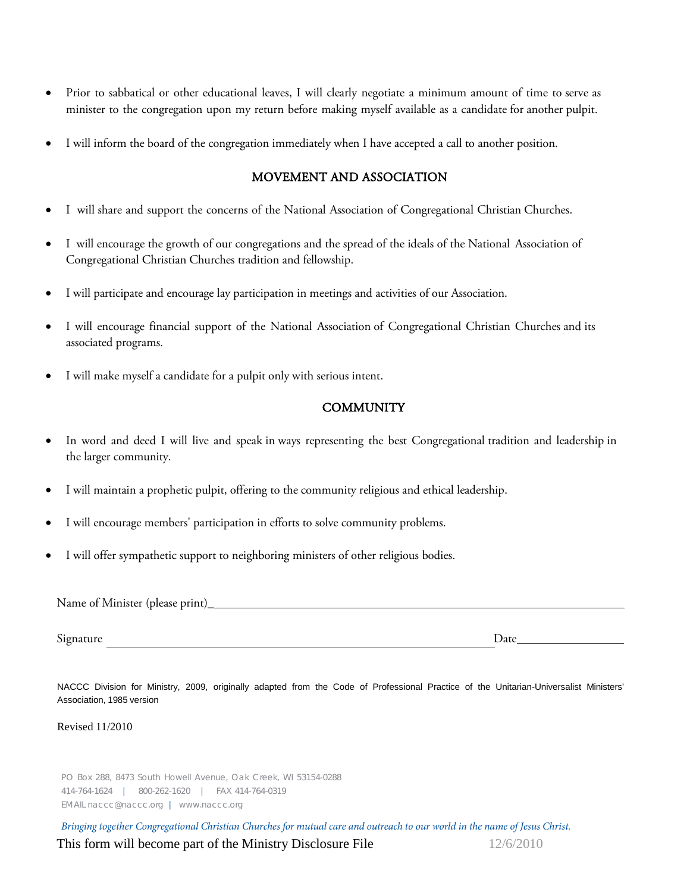- Prior to sabbatical or other educational leaves, I will clearly negotiate a minimum amount of time to serve as minister to the congregation upon my return before making myself available as a candidate for another pulpit.
- I will inform the board of the congregation immediately when I have accepted a call to another position.

## MOVEMENT AND ASSOCIATION

- I will share and support the concerns of the National Association of Congregational Christian Churches.
- I will encourage the growth of our congregations and the spread of the ideals of the National Association of Congregational Christian Churches tradition and fellowship.
- I will participate and encourage lay participation in meetings and activities of our Association.
- I will encourage financial support of the National Association of Congregational Christian Churches and its associated programs.
- I will make myself a candidate for a pulpit only with serious intent.

## COMMUNITY

- In word and deed I will live and speak in ways representing the best Congregational tradition and leadership in the larger community.
- I will maintain a prophetic pulpit, offering to the community religious and ethical leadership.
- I will encourage members' participation in efforts to solve community problems.
- I will offer sympathetic support to neighboring ministers of other religious bodies.

Name of Minister (please print)________________________________________

Signature ________________________________________ Date__________________

NACCC Division for Ministry, 2009, originally adapted from the Code of Professional Practice of the Unitarian-Universalist Ministers' Association, 1985 version

Revised 11/2010

PO Box 288, 8473 South Howell Avenue, Oak Creek, WI 53154-0288
414-764-1624 | 800-262-1620 | FAX 414-764-0319
EMAIL naccc@naccc.org | www.naccc.org

*Bringing together Congregational Christian Churches for mutual care and outreach to our world in the name of Jesus Christ.*

This form will become part of the Ministry Disclosure File 12/6/2010